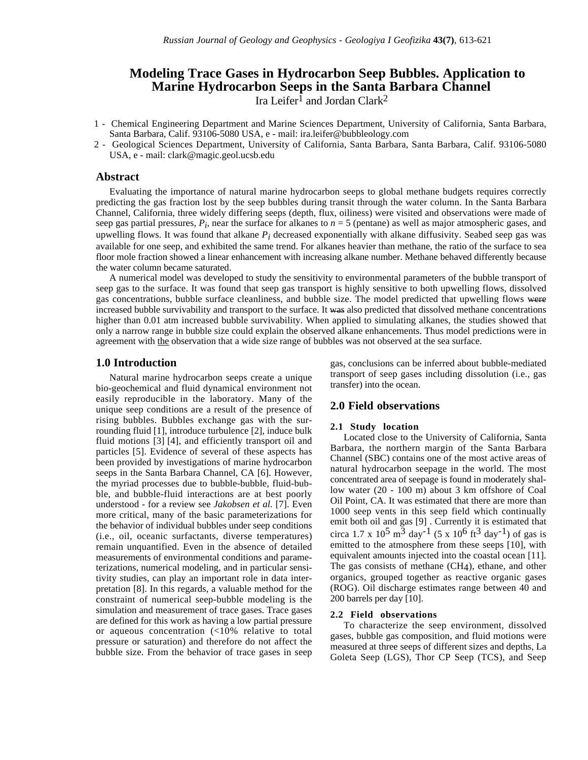# Modeling Trace Gases in Hydrocarbon Seep Bubbles. Application to Marine Hydrocarbon Seeps in the Santa Barbara Channel

Ira Leifer[1] and Jordan Clark[2]

1 - Chemical Engineering Department and Marine Sciences Department, University of California, Santa Barbara, Santa Barbara, Calif. 93106-5080 USA, e - mail: ira.leifer@bubbleology.com

2 - Geological Sciences Department, University of California, Santa Barbara, Santa Barbara, Calif. 93106-5080 USA, e - mail: clark@magic.geol.ucsb.edu

## Abstract

Evaluating the importance of natural marine hydrocarbon seeps to global methane budgets requires correctly predicting the gas fraction lost by the seep bubbles during transit through the water column. In the Santa Barbara Channel, California, three widely differing seeps (depth, flux, oiliness) were visited and observations were made of seep gas partial pressures, $P_i$, near the surface for alkanes to $n = 5$ (pentane) as well as major atmospheric gases, and upwelling flows. It was found that alkane $P_i$ decreased exponentially with alkane diffusivity. Seabed seep gas was available for one seep, and exhibited the same trend. For alkanes heavier than methane, the ratio of the surface to sea floor mole fraction showed a linear enhancement with increasing alkane number. Methane behaved differently because the water column became saturated.

A numerical model was developed to study the sensitivity to environmental parameters of the bubble transport of seep gas to the surface. It was found that seep gas transport is highly sensitive to both upwelling flows, dissolved gas concentrations, bubble surface cleanliness, and bubble size. The model predicted that upwelling flows ~~were~~ increased bubble survivability and transport to the surface. It ~~was~~ also predicted that dissolved methane concentrations higher than 0.01 atm increased bubble survivability. When applied to simulating alkanes, the studies showed that only a narrow range in bubble size could explain the observed alkane enhancements. Thus model predictions were in agreement with the observation that a wide size range of bubbles was not observed at the sea surface.

## 1.0 Introduction

Natural marine hydrocarbon seeps create a unique bio-geochemical and fluid dynamical environment not easily reproducible in the laboratory. Many of the unique seep conditions are a result of the presence of rising bubbles. Bubbles exchange gas with the surrounding fluid [1], introduce turbulence [2], induce bulk fluid motions [3] [4], and efficiently transport oil and particles [5]. Evidence of several of these aspects has been provided by investigations of marine hydrocarbon seeps in the Santa Barbara Channel, CA [6]. However, the myriad processes due to bubble-bubble, fluid-bubble, and bubble-fluid interactions are at best poorly understood - for a review see *Jakobsen et al.* [7]. Even more critical, many of the basic parameterizations for the behavior of individual bubbles under seep conditions (i.e., oil, oceanic surfactants, diverse temperatures) remain unquantified. Even in the absence of detailed measurements of environmental conditions and parameterizations, numerical modeling, and in particular sensitivity studies, can play an important role in data interpretation [8]. In this regards, a valuable method for the constraint of numerical seep-bubble modeling is the simulation and measurement of trace gases. Trace gases are defined for this work as having a low partial pressure or aqueous concentration (<10% relative to total pressure or saturation) and therefore do not affect the bubble size. From the behavior of trace gases in seep gas, conclusions can be inferred about bubble-mediated transport of seep gases including dissolution (i.e., gas transfer) into the ocean.

## 2.0 Field observations

### 2.1 Study location

Located close to the University of California, Santa Barbara, the northern margin of the Santa Barbara Channel (SBC) contains one of the most active areas of natural hydrocarbon seepage in the world. The most concentrated area of seepage is found in moderately shallow water (20 - 100 m) about 3 km offshore of Coal Oil Point, CA. It was estimated that there are more than 1000 seep vents in this seep field which continually emit both oil and gas [9] . Currently it is estimated that circa 1.7 x $10^5$ $m^3$ $day^{-1}$ (5 x $10^6$ $ft^3$ $day^{-1}$) of gas is emitted to the atmosphere from these seeps [10], with equivalent amounts injected into the coastal ocean [11]. The gas consists of methane ($CH_4$), ethane, and other organics, grouped together as reactive organic gases (ROG). Oil discharge estimates range between 40 and 200 barrels per day [10].

### 2.2 Field observations

To characterize the seep environment, dissolved gases, bubble gas composition, and fluid motions were measured at three seeps of different sizes and depths, La Goleta Seep (LGS), Thor CP Seep (TCS), and Seep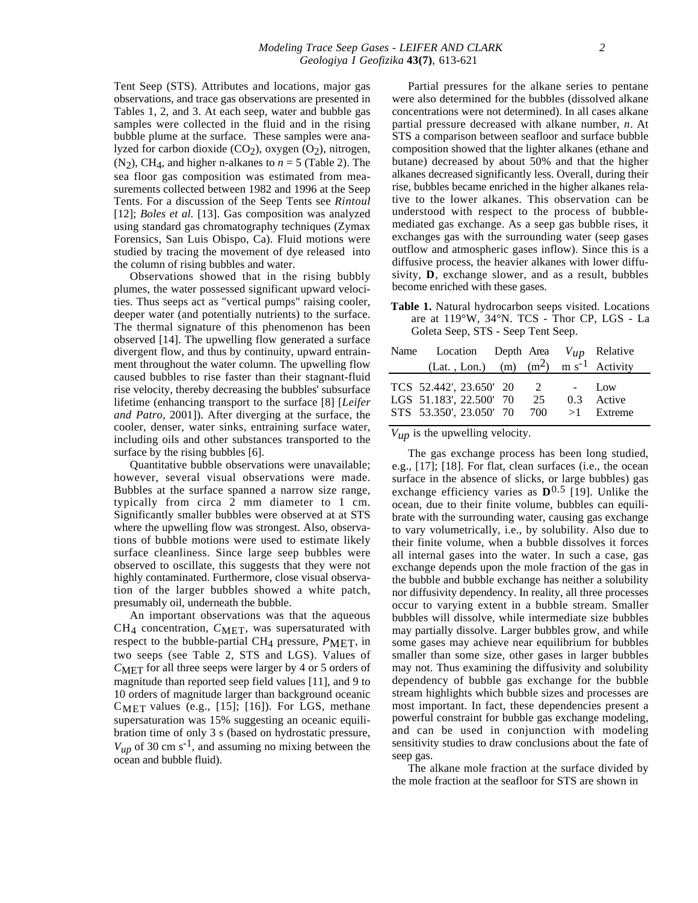Tent Seep (STS). Attributes and locations, major gas observations, and trace gas observations are presented in Tables 1, 2, and 3. At each seep, water and bubble gas samples were collected in the fluid and in the rising bubble plume at the surface. These samples were analyzed for carbon dioxide ($CO_2$), oxygen ($O_2$), nitrogen, ($N_2$), $CH_4$, and higher n-alkanes to $n = 5$ (Table 2). The sea floor gas composition was estimated from measurements collected between 1982 and 1996 at the Seep Tents. For a discussion of the Seep Tents see *Rintoul* [12]; *Boles et al.* [13]. Gas composition was analyzed using standard gas chromatography techniques (Zymax Forensics, San Luis Obispo, Ca). Fluid motions were studied by tracing the movement of dye released into the column of rising bubbles and water.

Observations showed that in the rising bubbly plumes, the water possessed significant upward velocities. Thus seeps act as "vertical pumps" raising cooler, deeper water (and potentially nutrients) to the surface. The thermal signature of this phenomenon has been observed [14]. The upwelling flow generated a surface divergent flow, and thus by continuity, upward entrainment throughout the water column. The upwelling flow caused bubbles to rise faster than their stagnant-fluid rise velocity, thereby decreasing the bubbles' subsurface lifetime (enhancing transport to the surface [8] [*Leifer and Patro*, 2001]). After diverging at the surface, the cooler, denser, water sinks, entraining surface water, including oils and other substances transported to the surface by the rising bubbles [6].

Quantitative bubble observations were unavailable; however, several visual observations were made. Bubbles at the surface spanned a narrow size range, typically from circa 2 mm diameter to 1 cm. Significantly smaller bubbles were observed at at STS where the upwelling flow was strongest. Also, observations of bubble motions were used to estimate likely surface cleanliness. Since large seep bubbles were observed to oscillate, this suggests that they were not highly contaminated. Furthermore, close visual observation of the larger bubbles showed a white patch, presumably oil, underneath the bubble.

An important observations was that the aqueous $CH_4$ concentration, $C_{MET}$, was supersaturated with respect to the bubble-partial $CH_4$ pressure, $P_{MET}$, in two seeps (see Table 2, STS and LGS). Values of $C_{MET}$ for all three seeps were larger by 4 or 5 orders of magnitude than reported seep field values [11], and 9 to 10 orders of magnitude larger than background oceanic $C_{MET}$ values (e.g., [15]; [16]). For LGS, methane supersaturation was 15% suggesting an oceanic equilibration time of only 3 s (based on hydrostatic pressure, $V_{up}$ of 30 cm s$^{-1}$, and assuming no mixing between the ocean and bubble fluid).

Partial pressures for the alkane series to pentane were also determined for the bubbles (dissolved alkane concentrations were not determined). In all cases alkane partial pressure decreased with alkane number, *n*. At STS a comparison between seafloor and surface bubble composition showed that the lighter alkanes (ethane and butane) decreased by about 50% and that the higher alkanes decreased significantly less. Overall, during their rise, bubbles became enriched in the higher alkanes relative to the lower alkanes. This observation can be understood with respect to the process of bubble-mediated gas exchange. As a seep gas bubble rises, it exchanges gas with the surrounding water (seep gases outflow and atmospheric gases inflow). Since this is a diffusive process, the heavier alkanes with lower diffusivity, **D**, exchange slower, and as a result, bubbles become enriched with these gases.

**Table 1.** Natural hydrocarbon seeps visited. Locations are at 119°W, 34°N. TCS - Thor CP, LGS - La Goleta Seep, STS - Seep Tent Seep.

| Name | Location (Lat. , Lon.) | Depth (m) | Area ($m^2$) | $V_{up}$ m s$^{-1}$ | Relative Activity |
|---|---|---|---|---|---|
| TCS | 52.442', 23.650' | 20 | 2 | - | Low |
| LGS | 51.183', 22.500' | 70 | 25 | 0.3 | Active |
| STS | 53.350', 23.050' | 70 | 700 | >1 | Extreme |

$V_{up}$ is the upwelling velocity.

The gas exchange process has been long studied, e.g., [17]; [18]. For flat, clean surfaces (i.e., the ocean surface in the absence of slicks, or large bubbles) gas exchange efficiency varies as $\mathbf{D}^{0.5}$ [19]. Unlike the ocean, due to their finite volume, bubbles can equilibrate with the surrounding water, causing gas exchange to vary volumetrically, i.e., by solubility. Also due to their finite volume, when a bubble dissolves it forces all internal gases into the water. In such a case, gas exchange depends upon the mole fraction of the gas in the bubble and bubble exchange has neither a solubility nor diffusivity dependency. In reality, all three processes occur to varying extent in a bubble stream. Smaller bubbles will dissolve, while intermediate size bubbles may partially dissolve. Larger bubbles grow, and while some gases may achieve near equilibrium for bubbles smaller than some size, other gases in larger bubbles may not. Thus examining the diffusivity and solubility dependency of bubble gas exchange for the bubble stream highlights which bubble sizes and processes are most important. In fact, these dependencies present a powerful constraint for bubble gas exchange modeling, and can be used in conjunction with modeling sensitivity studies to draw conclusions about the fate of seep gas.

The alkane mole fraction at the surface divided by the mole fraction at the seafloor for STS are shown in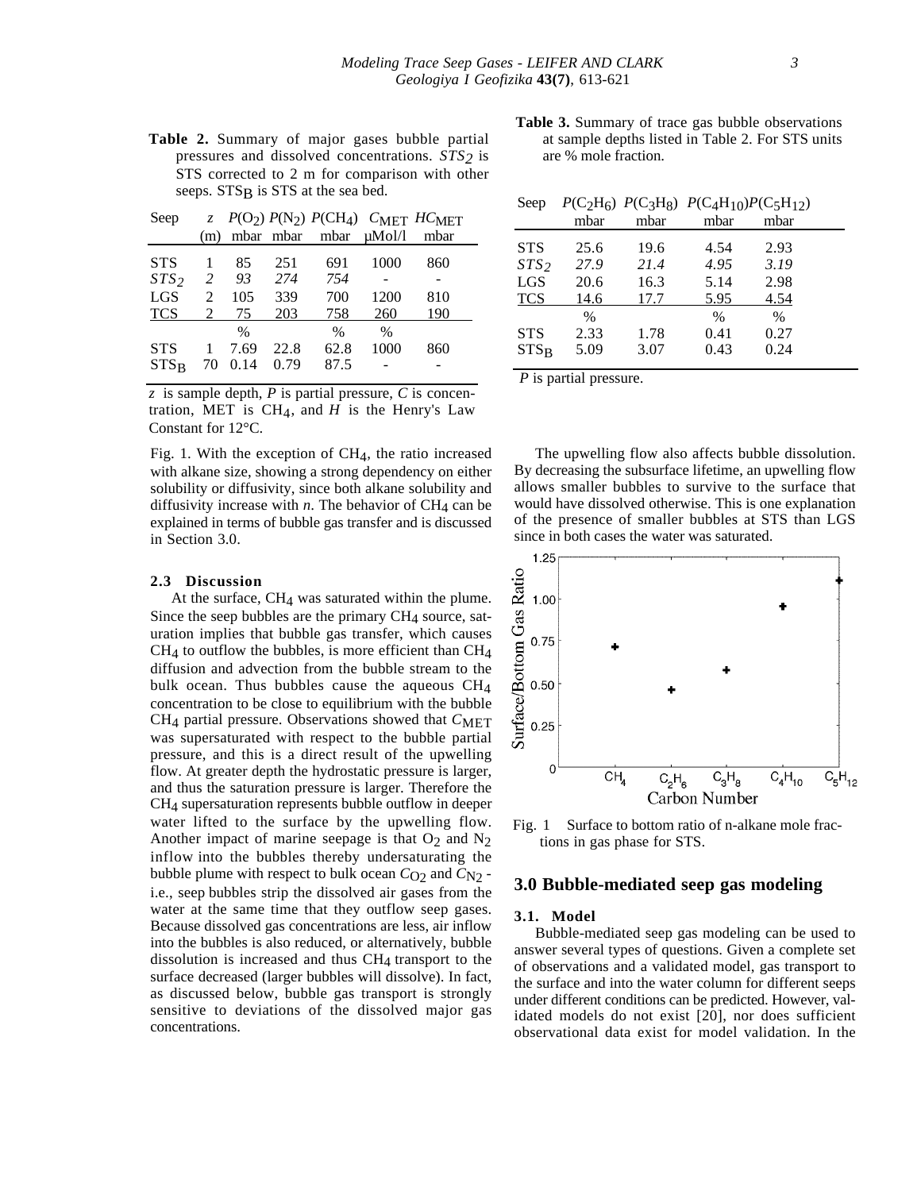**Table 2.** Summary of major gases bubble partial pressures and dissolved concentrations. $STS_2$ is STS corrected to 2 m for comparison with other seeps. $STS_B$ is STS at the sea bed.

| Seep | $z$ | $P(O_2)$ | $P(N_2)$ | $P(CH_4)$ | $C_{MET}$ | $HC_{MET}$ |
|---|---|---|---|---|---|---|
| | (m) | mbar | mbar | mbar | μMol/l | mbar |
| STS | 1 | 85 | 251 | 691 | 1000 | 860 |
| $STS_2$ | *2* | *93* | *274* | *754* | - | - |
| LGS | 2 | 105 | 339 | 700 | 1200 | 810 |
| TCS | 2 | 75 | 203 | 758 | 260 | 190 |
| | | % | | % | % | |
| STS | 1 | 7.69 | 22.8 | 62.8 | 1000 | 860 |
| $STS_B$ | 70 | 0.14 | 0.79 | 87.5 | - | - |

$z$ is sample depth, $P$ is partial pressure, $C$ is concentration, MET is $CH_4$, and $H$ is the Henry's Law Constant for 12°C.

Fig. 1. With the exception of $CH_4$, the ratio increased with alkane size, showing a strong dependency on either solubility or diffusivity, since both alkane solubility and diffusivity increase with $n$. The behavior of $CH_4$ can be explained in terms of bubble gas transfer and is discussed in Section 3.0.

### 2.3 Discussion

At the surface, $CH_4$ was saturated within the plume. Since the seep bubbles are the primary $CH_4$ source, saturation implies that bubble gas transfer, which causes $CH_4$ to outflow the bubbles, is more efficient than $CH_4$ diffusion and advection from the bubble stream to the bulk ocean. Thus bubbles cause the aqueous $CH_4$ concentration to be close to equilibrium with the bubble $CH_4$ partial pressure. Observations showed that $C_{MET}$ was supersaturated with respect to the bubble partial pressure, and this is a direct result of the upwelling flow. At greater depth the hydrostatic pressure is larger, and thus the saturation pressure is larger. Therefore the $CH_4$ supersaturation represents bubble outflow in deeper water lifted to the surface by the upwelling flow. Another impact of marine seepage is that $O_2$ and $N_2$ inflow into the bubbles thereby undersaturating the bubble plume with respect to bulk ocean $C_{O2}$ and $C_{N2}$ - i.e., seep bubbles strip the dissolved air gases from the water at the same time that they outflow seep gases. Because dissolved gas concentrations are less, air inflow into the bubbles is also reduced, or alternatively, bubble dissolution is increased and thus $CH_4$ transport to the surface decreased (larger bubbles will dissolve). In fact, as discussed below, bubble gas transport is strongly sensitive to deviations of the dissolved major gas concentrations.

**Table 3.** Summary of trace gas bubble observations at sample depths listed in Table 2. For STS units are % mole fraction.

| Seep | $P(C_2H_6)$ | $P(C_3H_8)$ | $P(C_4H_{10})$ | $P(C_5H_{12})$ |
|---|---|---|---|---|
| | mbar | mbar | mbar | mbar |
| STS | 25.6 | 19.6 | 4.54 | 2.93 |
| $STS_2$ | *27.9* | *21.4* | *4.95* | *3.19* |
| LGS | 20.6 | 16.3 | 5.14 | 2.98 |
| TCS | 14.6 | 17.7 | 5.95 | 4.54 |
| | % | | % | % |
| STS | 2.33 | 1.78 | 0.41 | 0.27 |
| $STS_B$ | 5.09 | 3.07 | 0.43 | 0.24 |

$P$ is partial pressure.

The upwelling flow also affects bubble dissolution. By decreasing the subsurface lifetime, an upwelling flow allows smaller bubbles to survive to the surface that would have dissolved otherwise. This is one explanation of the presence of smaller bubbles at STS than LGS since in both cases the water was saturated.

Fig. 1 Surface to bottom ratio of n-alkane mole fractions in gas phase for STS.

## 3.0 Bubble-mediated seep gas modeling

### 3.1. Model

Bubble-mediated seep gas modeling can be used to answer several types of questions. Given a complete set of observations and a validated model, gas transport to the surface and into the water column for different seeps under different conditions can be predicted. However, validated models do not exist [20], nor does sufficient observational data exist for model validation. In the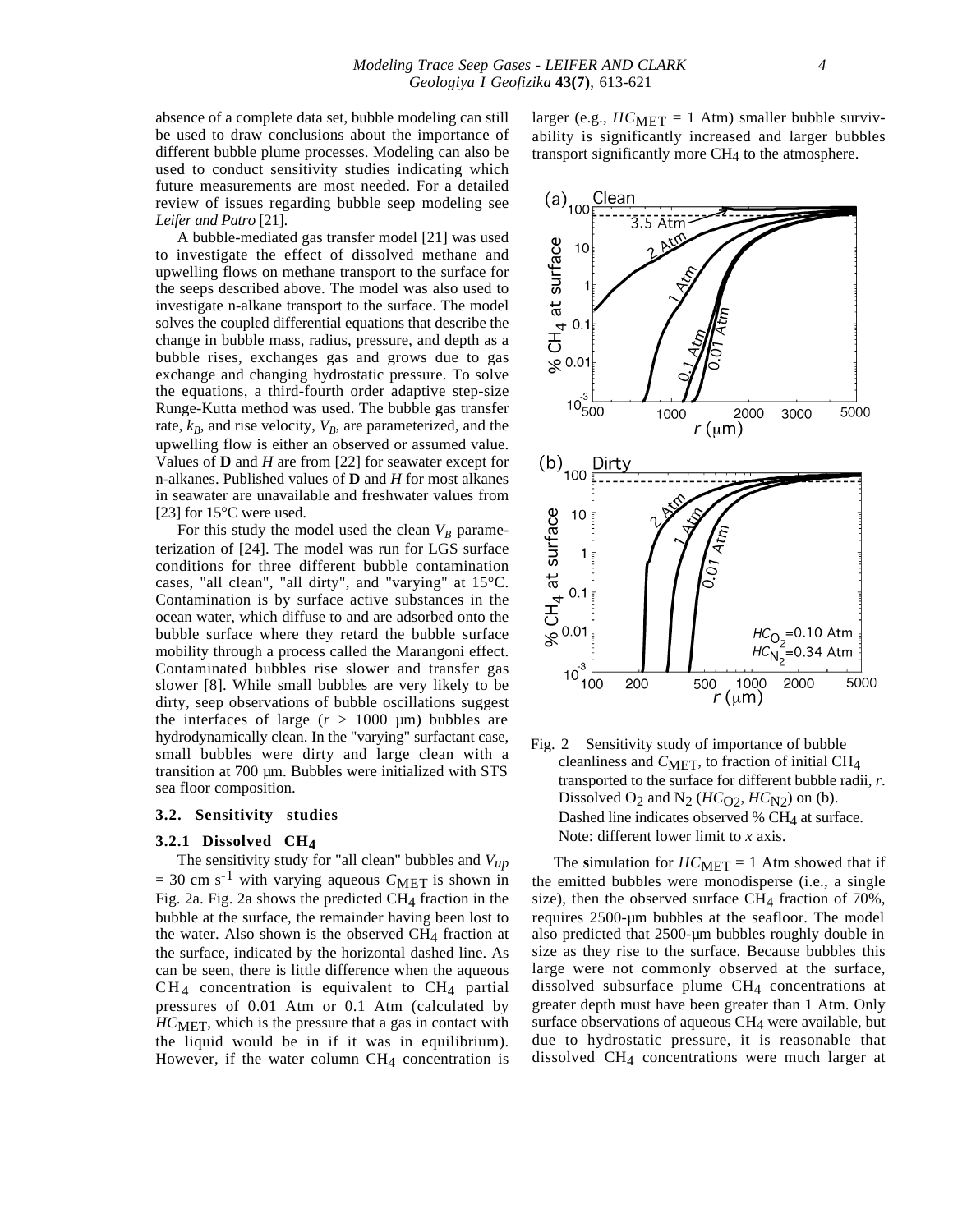absence of a complete data set, bubble modeling can still be used to draw conclusions about the importance of different bubble plume processes. Modeling can also be used to conduct sensitivity studies indicating which future measurements are most needed. For a detailed review of issues regarding bubble seep modeling see *Leifer and Patro* [21].

A bubble-mediated gas transfer model [21] was used to investigate the effect of dissolved methane and upwelling flows on methane transport to the surface for the seeps described above. The model was also used to investigate n-alkane transport to the surface. The model solves the coupled differential equations that describe the change in bubble mass, radius, pressure, and depth as a bubble rises, exchanges gas and grows due to gas exchange and changing hydrostatic pressure. To solve the equations, a third-fourth order adaptive step-size Runge-Kutta method was used. The bubble gas transfer rate, $k_B$, and rise velocity, $V_B$, are parameterized, and the upwelling flow is either an observed or assumed value. Values of **D** and $H$ are from [22] for seawater except for n-alkanes. Published values of **D** and $H$ for most alkanes in seawater are unavailable and freshwater values from [23] for 15°C were used.

For this study the model used the clean $V_B$ parameterization of [24]. The model was run for LGS surface conditions for three different bubble contamination cases, "all clean", "all dirty", and "varying" at 15°C. Contamination is by surface active substances in the ocean water, which diffuse to and are adsorbed onto the bubble surface where they retard the bubble surface mobility through a process called the Marangoni effect. Contaminated bubbles rise slower and transfer gas slower [8]. While small bubbles are very likely to be dirty, seep observations of bubble oscillations suggest the interfaces of large ($r$ > 1000 µm) bubbles are hydrodynamically clean. In the "varying" surfactant case, small bubbles were dirty and large clean with a transition at 700 µm. Bubbles were initialized with STS sea floor composition.

### 3.2. Sensitivity studies

#### 3.2.1 Dissolved $CH_4$

The sensitivity study for "all clean" bubbles and $V_{up}$ = 30 cm s$^{-1}$ with varying aqueous $C_{MET}$ is shown in Fig. 2a. Fig. 2a shows the predicted $CH_4$ fraction in the bubble at the surface, the remainder having been lost to the water. Also shown is the observed $CH_4$ fraction at the surface, indicated by the horizontal dashed line. As can be seen, there is little difference when the aqueous $CH_4$ concentration is equivalent to $CH_4$ partial pressures of 0.01 Atm or 0.1 Atm (calculated by $HC_{MET}$, which is the pressure that a gas in contact with the liquid would be in if it was in equilibrium). However, if the water column $CH_4$ concentration is larger (e.g., $HC_{MET}$ = 1 Atm) smaller bubble survivability is significantly increased and larger bubbles transport significantly more $CH_4$ to the atmosphere.

Fig. 2 Sensitivity study of importance of bubble cleanliness and $C_{MET}$, to fraction of initial $CH_4$ transported to the surface for different bubble radii, $r$. Dissolved $O_2$ and $N_2$ ($HC_{O2}$, $HC_{N2}$) on (b). Dashed line indicates observed % $CH_4$ at surface. Note: different lower limit to $x$ axis.

The simulation for $HC_{MET}$ = 1 Atm showed that if the emitted bubbles were monodisperse (i.e., a single size), then the observed surface $CH_4$ fraction of 70%, requires 2500-µm bubbles at the seafloor. The model also predicted that 2500-µm bubbles roughly double in size as they rise to the surface. Because bubbles this large were not commonly observed at the surface, dissolved subsurface plume $CH_4$ concentrations at greater depth must have been greater than 1 Atm. Only surface observations of aqueous $CH_4$ were available, but due to hydrostatic pressure, it is reasonable that dissolved $CH_4$ concentrations were much larger at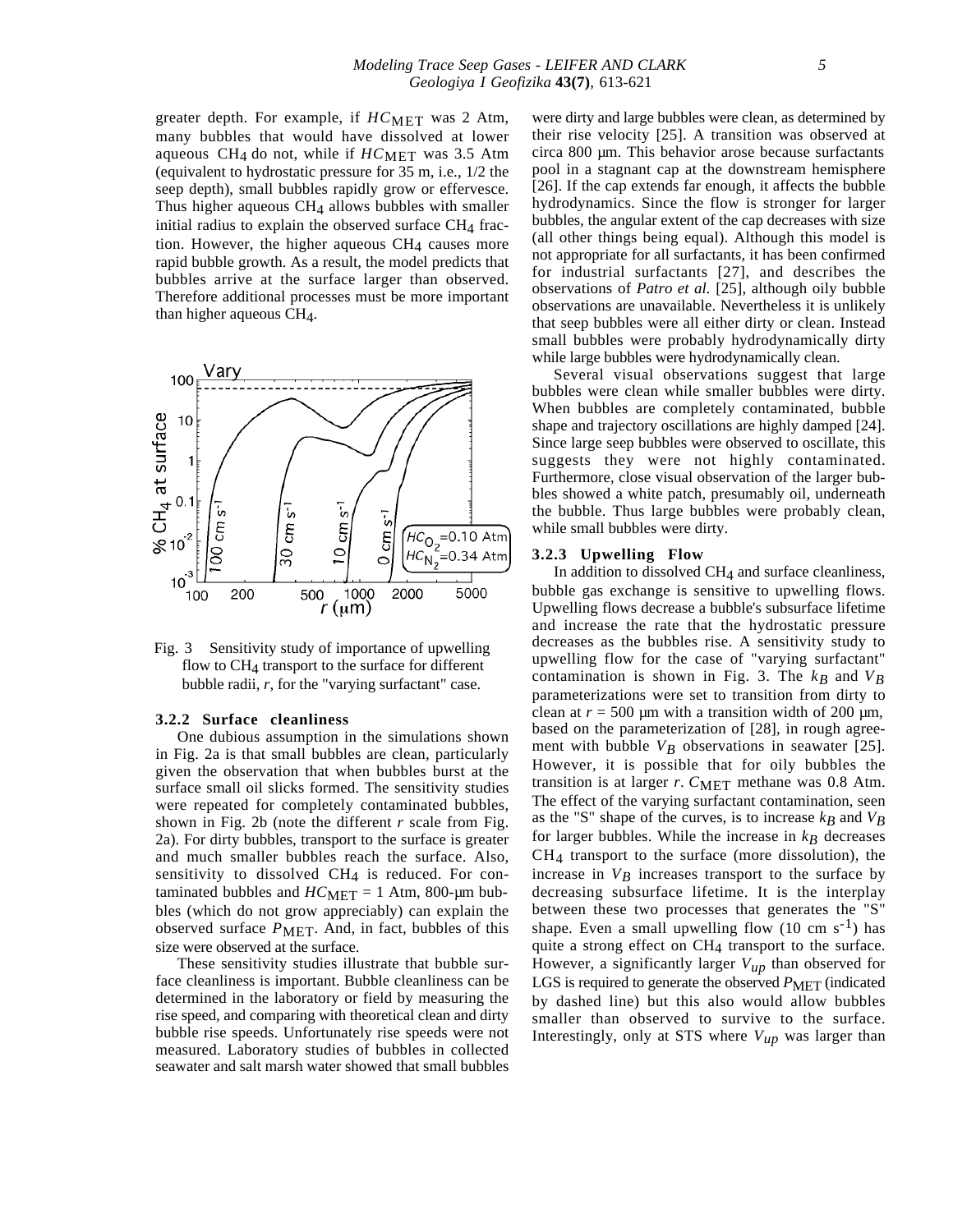greater depth. For example, if $HC_{MET}$ was 2 Atm, many bubbles that would have dissolved at lower aqueous $CH_4$ do not, while if $HC_{MET}$ was 3.5 Atm (equivalent to hydrostatic pressure for 35 m, i.e., 1/2 the seep depth), small bubbles rapidly grow or effervesce. Thus higher aqueous $CH_4$ allows bubbles with smaller initial radius to explain the observed surface $CH_4$ fraction. However, the higher aqueous $CH_4$ causes more rapid bubble growth. As a result, the model predicts that bubbles arrive at the surface larger than observed. Therefore additional processes must be more important than higher aqueous $CH_4$.

Fig. 3 Sensitivity study of importance of upwelling flow to $CH_4$ transport to the surface for different bubble radii, $r$, for the "varying surfactant" case.

### 3.2.2 Surface cleanliness

One dubious assumption in the simulations shown in Fig. 2a is that small bubbles are clean, particularly given the observation that when bubbles burst at the surface small oil slicks formed. The sensitivity studies were repeated for completely contaminated bubbles, shown in Fig. 2b (note the different $r$ scale from Fig. 2a). For dirty bubbles, transport to the surface is greater and much smaller bubbles reach the surface. Also, sensitivity to dissolved $CH_4$ is reduced. For contaminated bubbles and $HC_{MET}$ = 1 Atm, 800-µm bubbles (which do not grow appreciably) can explain the observed surface $P_{MET}$. And, in fact, bubbles of this size were observed at the surface.

These sensitivity studies illustrate that bubble surface cleanliness is important. Bubble cleanliness can be determined in the laboratory or field by measuring the rise speed, and comparing with theoretical clean and dirty bubble rise speeds. Unfortunately rise speeds were not measured. Laboratory studies of bubbles in collected seawater and salt marsh water showed that small bubbles were dirty and large bubbles were clean, as determined by their rise velocity [25]. A transition was observed at circa 800 µm. This behavior arose because surfactants pool in a stagnant cap at the downstream hemisphere [26]. If the cap extends far enough, it affects the bubble hydrodynamics. Since the flow is stronger for larger bubbles, the angular extent of the cap decreases with size (all other things being equal). Although this model is not appropriate for all surfactants, it has been confirmed for industrial surfactants [27], and describes the observations of *Patro et al.* [25], although oily bubble observations are unavailable. Nevertheless it is unlikely that seep bubbles were all either dirty or clean. Instead small bubbles were probably hydrodynamically dirty while large bubbles were hydrodynamically clean.

Several visual observations suggest that large bubbles were clean while smaller bubbles were dirty. When bubbles are completely contaminated, bubble shape and trajectory oscillations are highly damped [24]. Since large seep bubbles were observed to oscillate, this suggests they were not highly contaminated. Furthermore, close visual observation of the larger bubbles showed a white patch, presumably oil, underneath the bubble. Thus large bubbles were probably clean, while small bubbles were dirty.

### 3.2.3 Upwelling Flow

In addition to dissolved $CH_4$ and surface cleanliness, bubble gas exchange is sensitive to upwelling flows. Upwelling flows decrease a bubble's subsurface lifetime and increase the rate that the hydrostatic pressure decreases as the bubbles rise. A sensitivity study to upwelling flow for the case of "varying surfactant" contamination is shown in Fig. 3. The $k_B$ and $V_B$ parameterizations were set to transition from dirty to clean at $r$ = 500 µm with a transition width of 200 µm, based on the parameterization of [28], in rough agreement with bubble $V_B$ observations in seawater [25]. However, it is possible that for oily bubbles the transition is at larger $r$. $C_{MET}$ methane was 0.8 Atm. The effect of the varying surfactant contamination, seen as the "S" shape of the curves, is to increase $k_B$ and $V_B$ for larger bubbles. While the increase in $k_B$ decreases $CH_4$ transport to the surface (more dissolution), the increase in $V_B$ increases transport to the surface by decreasing subsurface lifetime. It is the interplay between these two processes that generates the "S" shape. Even a small upwelling flow (10 cm $s^{-1}$) has quite a strong effect on $CH_4$ transport to the surface. However, a significantly larger $V_{up}$ than observed for LGS is required to generate the observed $P_{MET}$ (indicated by dashed line) but this also would allow bubbles smaller than observed to survive to the surface. Interestingly, only at STS where $V_{up}$ was larger than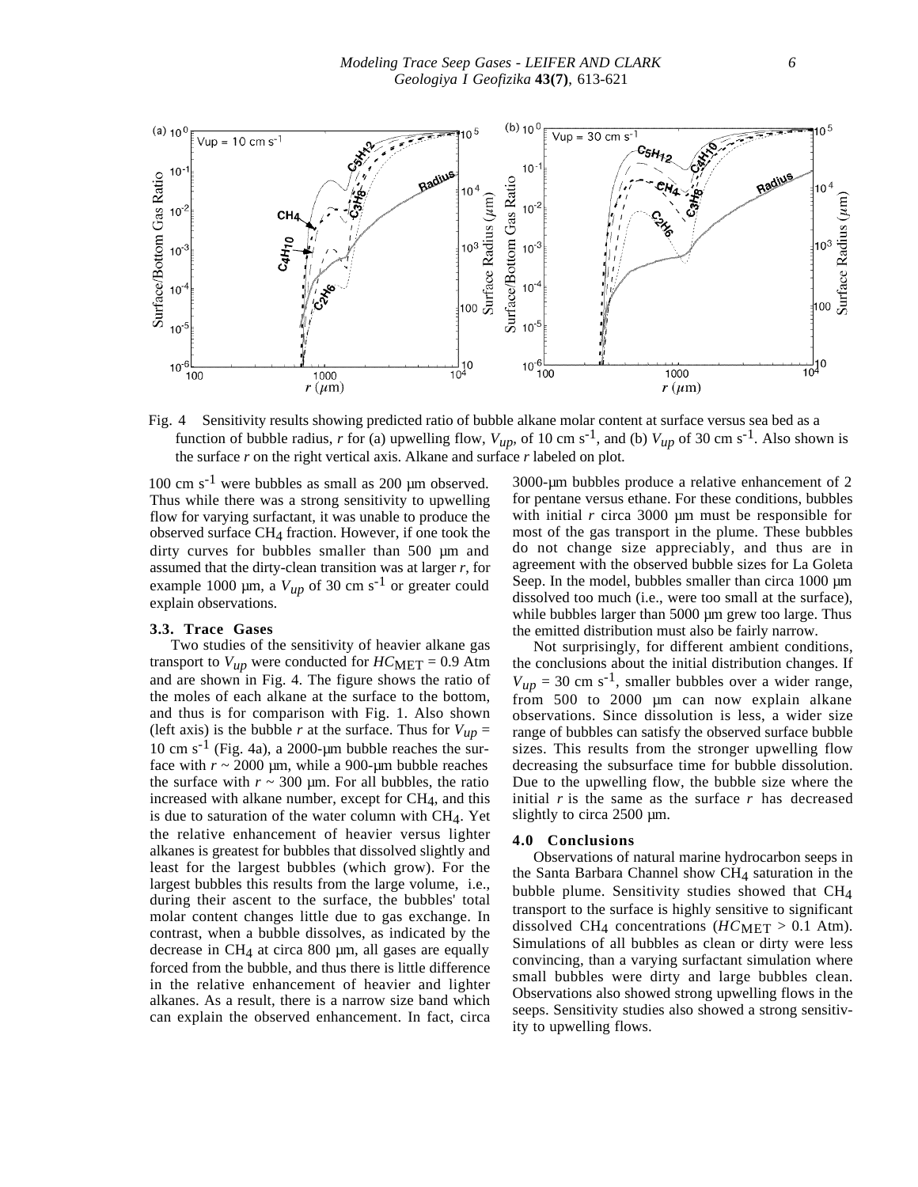Fig. 4 Sensitivity results showing predicted ratio of bubble alkane molar content at surface versus sea bed as a function of bubble radius, $r$ for (a) upwelling flow, $V_{up}$, of 10 cm s$^{-1}$, and (b) $V_{up}$ of 30 cm s$^{-1}$. Also shown is the surface $r$ on the right vertical axis. Alkane and surface $r$ labeled on plot.

100 cm s$^{-1}$ were bubbles as small as 200 µm observed. Thus while there was a strong sensitivity to upwelling flow for varying surfactant, it was unable to produce the observed surface $CH_4$ fraction. However, if one took the dirty curves for bubbles smaller than 500 µm and assumed that the dirty-clean transition was at larger $r$, for example 1000 µm, a $V_{up}$ of 30 cm s$^{-1}$ or greater could explain observations.

### 3.3. Trace Gases

Two studies of the sensitivity of heavier alkane gas transport to $V_{up}$ were conducted for $HC_{MET}$ = 0.9 Atm and are shown in Fig. 4. The figure shows the ratio of the moles of each alkane at the surface to the bottom, and thus is for comparison with Fig. 1. Also shown (left axis) is the bubble $r$ at the surface. Thus for $V_{up}$ = 10 cm s$^{-1}$ (Fig. 4a), a 2000-µm bubble reaches the surface with $r$ ~ 2000 µm, while a 900-µm bubble reaches the surface with $r$ ~ 300 µm. For all bubbles, the ratio increased with alkane number, except for $CH_4$, and this is due to saturation of the water column with $CH_4$. Yet the relative enhancement of heavier versus lighter alkanes is greatest for bubbles that dissolved slightly and least for the largest bubbles (which grow). For the largest bubbles this results from the large volume, i.e., during their ascent to the surface, the bubbles' total molar content changes little due to gas exchange. In contrast, when a bubble dissolves, as indicated by the decrease in $CH_4$ at circa 800 µm, all gases are equally forced from the bubble, and thus there is little difference in the relative enhancement of heavier and lighter alkanes. As a result, there is a narrow size band which can explain the observed enhancement. In fact, circa 3000-µm bubbles produce a relative enhancement of 2 for pentane versus ethane. For these conditions, bubbles with initial $r$ circa 3000 µm must be responsible for most of the gas transport in the plume. These bubbles do not change size appreciably, and thus are in agreement with the observed bubble sizes for La Goleta Seep. In the model, bubbles smaller than circa 1000 µm dissolved too much (i.e., were too small at the surface), while bubbles larger than 5000 µm grew too large. Thus the emitted distribution must also be fairly narrow.

Not surprisingly, for different ambient conditions, the conclusions about the initial distribution changes. If $V_{up}$ = 30 cm s$^{-1}$, smaller bubbles over a wider range, from 500 to 2000 µm can now explain alkane observations. Since dissolution is less, a wider size range of bubbles can satisfy the observed surface bubble sizes. This results from the stronger upwelling flow decreasing the subsurface time for bubble dissolution. Due to the upwelling flow, the bubble size where the initial $r$ is the same as the surface $r$ has decreased slightly to circa 2500 µm.

## 4.0 Conclusions

Observations of natural marine hydrocarbon seeps in the Santa Barbara Channel show $CH_4$ saturation in the bubble plume. Sensitivity studies showed that $CH_4$ transport to the surface is highly sensitive to significant dissolved $CH_4$ concentrations ($HC_{MET}$ > 0.1 Atm). Simulations of all bubbles as clean or dirty were less convincing, than a varying surfactant simulation where small bubbles were dirty and large bubbles clean. Observations also showed strong upwelling flows in the seeps. Sensitivity studies also showed a strong sensitivity to upwelling flows.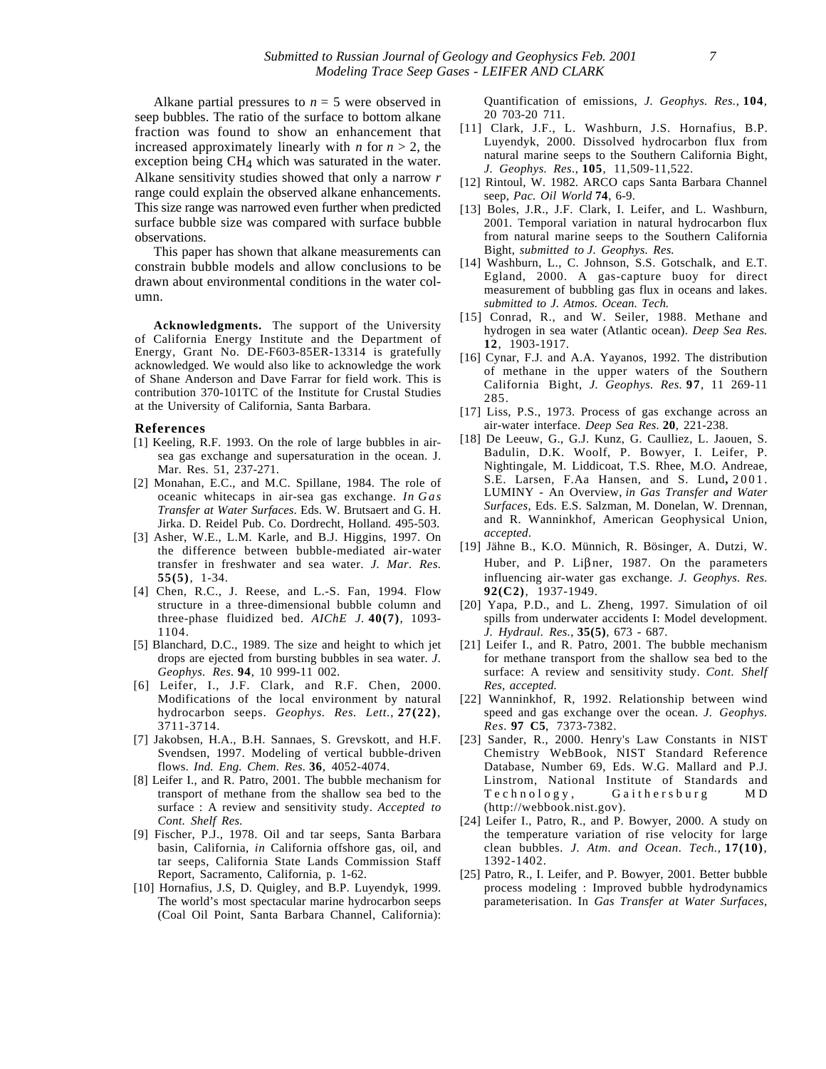Alkane partial pressures to $n = 5$ were observed in seep bubbles. The ratio of the surface to bottom alkane fraction was found to show an enhancement that increased approximately linearly with $n$ for $n > 2$, the exception being $CH_4$ which was saturated in the water. Alkane sensitivity studies showed that only a narrow $r$ range could explain the observed alkane enhancements. This size range was narrowed even further when predicted surface bubble size was compared with surface bubble observations.

This paper has shown that alkane measurements can constrain bubble models and allow conclusions to be drawn about environmental conditions in the water column.

**Acknowledgments.** The support of the University of California Energy Institute and the Department of Energy, Grant No. DE-F603-85ER-13314 is gratefully acknowledged. We would also like to acknowledge the work of Shane Anderson and Dave Farrar for field work. This is contribution 370-101TC of the Institute for Crustal Studies at the University of California, Santa Barbara.

## References

[1] Keeling, R.F. 1993. On the role of large bubbles in air-sea gas exchange and supersaturation in the ocean. J. Mar. Res. 51, 237-271.

[2] Monahan, E.C., and M.C. Spillane, 1984. The role of oceanic whitecaps in air-sea gas exchange. *In Gas Transfer at Water Surfaces*. Eds. W. Brutsaert and G. H. Jirka. D. Reidel Pub. Co. Dordrecht, Holland. 495-503.

[3] Asher, W.E., L.M. Karle, and B.J. Higgins, 1997. On the difference between bubble-mediated air-water transfer in freshwater and sea water. *J. Mar. Res.* **55(5)**, 1-34.

[4] Chen, R.C., J. Reese, and L.-S. Fan, 1994. Flow structure in a three-dimensional bubble column and three-phase fluidized bed. *AIChE J.* **40(7)**, 1093-1104.

[5] Blanchard, D.C., 1989. The size and height to which jet drops are ejected from bursting bubbles in sea water. *J. Geophys. Res.* **94**, 10 999-11 002.

[6] Leifer, I., J.F. Clark, and R.F. Chen, 2000. Modifications of the local environment by natural hydrocarbon seeps. *Geophys. Res. Lett.*, **27(22)**, 3711-3714.

[7] Jakobsen, H.A., B.H. Sannaes, S. Grevskott, and H.F. Svendsen, 1997. Modeling of vertical bubble-driven flows. *Ind. Eng. Chem. Res.* **36**, 4052-4074.

[8] Leifer I., and R. Patro, 2001. The bubble mechanism for transport of methane from the shallow sea bed to the surface : A review and sensitivity study. *Accepted to Cont. Shelf Res.*

[9] Fischer, P.J., 1978. Oil and tar seeps, Santa Barbara basin, California, *in* California offshore gas, oil, and tar seeps, California State Lands Commission Staff Report, Sacramento, California, p. 1-62.

[10] Hornafius, J.S, D. Quigley, and B.P. Luyendyk, 1999. The world's most spectacular marine hydrocarbon seeps (Coal Oil Point, Santa Barbara Channel, California): Quantification of emissions, *J. Geophys. Res.*, **104**, 20 703-20 711.

[11] Clark, J.F., L. Washburn, J.S. Hornafius, B.P. Luyendyk, 2000. Dissolved hydrocarbon flux from natural marine seeps to the Southern California Bight, *J. Geophys. Res.*, **105**, 11,509-11,522.

[12] Rintoul, W. 1982. ARCO caps Santa Barbara Channel seep, *Pac. Oil World* **74**, 6-9.

[13] Boles, J.R., J.F. Clark, I. Leifer, and L. Washburn, 2001. Temporal variation in natural hydrocarbon flux from natural marine seeps to the Southern California Bight, *submitted to J. Geophys. Res.*

[14] Washburn, L., C. Johnson, S.S. Gotschalk, and E.T. Egland, 2000. A gas-capture buoy for direct measurement of bubbling gas flux in oceans and lakes. *submitted to J. Atmos. Ocean. Tech.*

[15] Conrad, R., and W. Seiler, 1988. Methane and hydrogen in sea water (Atlantic ocean). *Deep Sea Res.* **12**, 1903-1917.

[16] Cynar, F.J. and A.A. Yayanos, 1992. The distribution of methane in the upper waters of the Southern California Bight, *J. Geophys. Res.* **97**, 11 269-11 285.

[17] Liss, P.S., 1973. Process of gas exchange across an air-water interface. *Deep Sea Res.* **20**, 221-238.

[18] De Leeuw, G., G.J. Kunz, G. Caulliez, L. Jaouen, S. Badulin, D.K. Woolf, P. Bowyer, I. Leifer, P. Nightingale, M. Liddicoat, T.S. Rhee, M.O. Andreae, S.E. Larsen, F.Aa Hansen, and S. Lund**,** 2001. LUMINY - An Overview, *in Gas Transfer and Water Surfaces*, Eds. E.S. Salzman, M. Donelan, W. Drennan, and R. Wanninkhof, American Geophysical Union, *accepted*.

[19] Jähne B., K.O. Münnich, R. Bösinger, A. Dutzi, W. Huber, and P. Liβner, 1987. On the parameters influencing air-water gas exchange. *J. Geophys. Res.* **92(C2)**, 1937-1949.

[20] Yapa, P.D., and L. Zheng, 1997. Simulation of oil spills from underwater accidents I: Model development. *J. Hydraul. Res.*, **35(5)**, 673 - 687.

[21] Leifer I., and R. Patro, 2001. The bubble mechanism for methane transport from the shallow sea bed to the surface: A review and sensitivity study. *Cont. Shelf Res, accepted.*

[22] Wanninkhof, R, 1992. Relationship between wind speed and gas exchange over the ocean. *J. Geophys. Res*. **97 C5**, 7373-7382.

[23] Sander, R., 2000. Henry's Law Constants in NIST Chemistry WebBook, NIST Standard Reference Database, Number 69, Eds. W.G. Mallard and P.J. Linstrom, National Institute of Standards and Technology, Gaithersburg MD (http://webbook.nist.gov).

[24] Leifer I., Patro, R., and P. Bowyer, 2000. A study on the temperature variation of rise velocity for large clean bubbles. *J. Atm. and Ocean. Tech.*, **17(10)**, 1392-1402.

[25] Patro, R., I. Leifer, and P. Bowyer, 2001. Better bubble process modeling : Improved bubble hydrodynamics parameterisation. In *Gas Transfer at Water Surfaces*,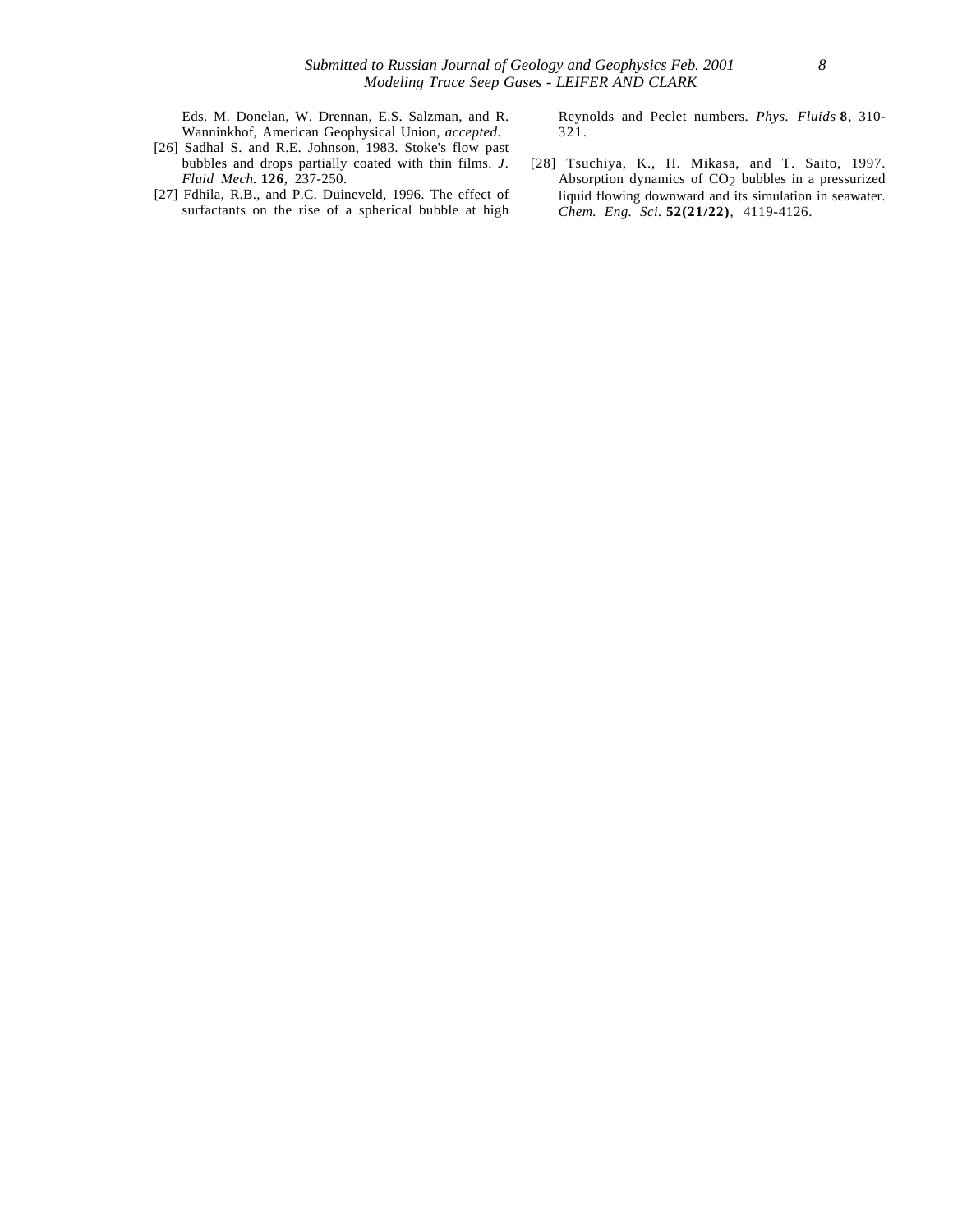Eds. M. Donelan, W. Drennan, E.S. Salzman, and R. Wanninkhof, American Geophysical Union, *accepted*.

[26] Sadhal S. and R.E. Johnson, 1983. Stoke's flow past bubbles and drops partially coated with thin films. *J. Fluid Mech.* **126**, 237-250.

[27] Fdhila, R.B., and P.C. Duineveld, 1996. The effect of surfactants on the rise of a spherical bubble at high Reynolds and Peclet numbers. *Phys. Fluids* **8**, 310-321.

[28] Tsuchiya, K., H. Mikasa, and T. Saito, 1997. Absorption dynamics of $CO_2$ bubbles in a pressurized liquid flowing downward and its simulation in seawater. *Chem. Eng. Sci.* **52(21/22)**, 4119-4126.